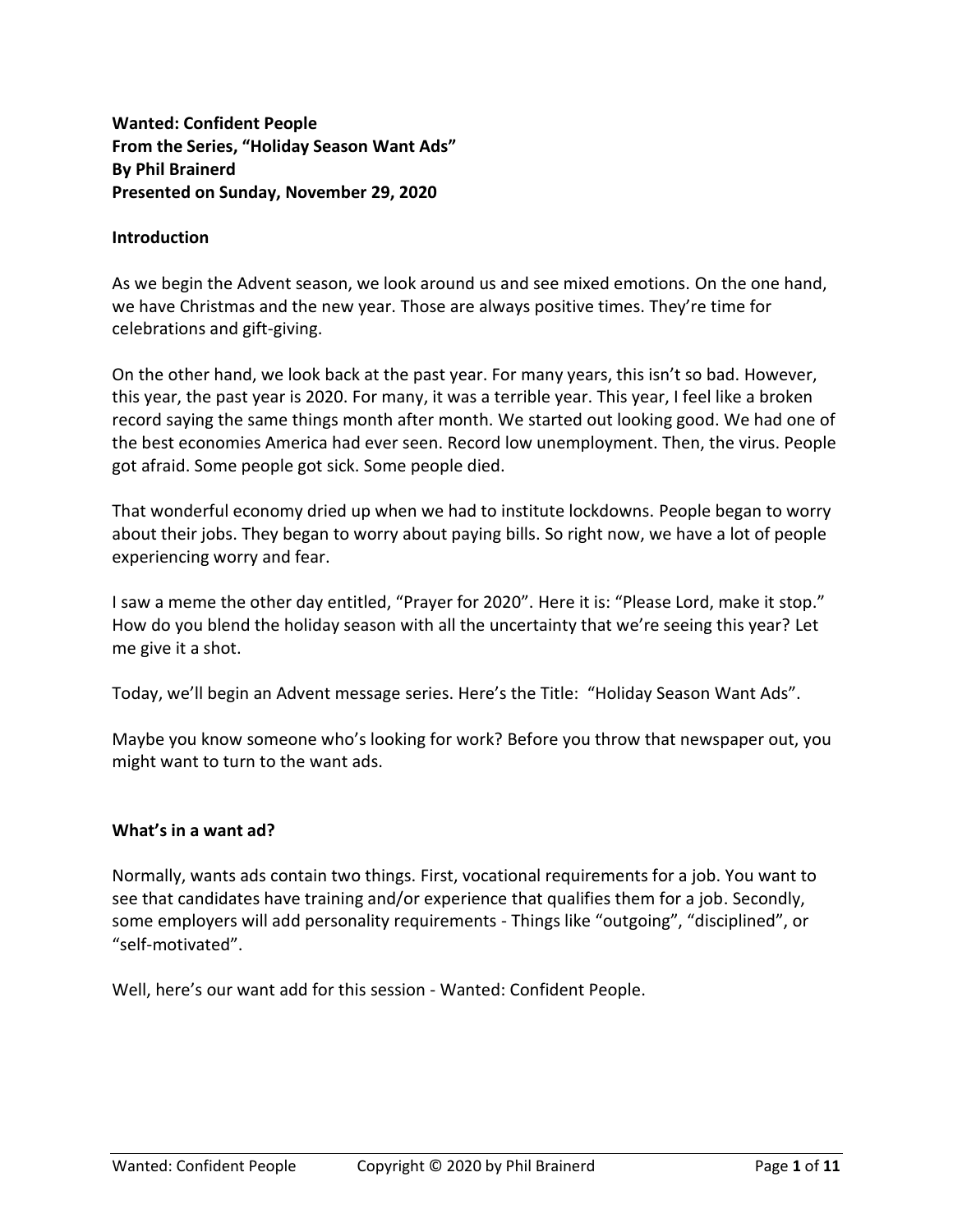**Wanted: Confident People**
**From the Series, "Holiday Season Want Ads"**
**By Phil Brainerd**
**Presented on Sunday, November 29, 2020**

## Introduction

As we begin the Advent season, we look around us and see mixed emotions. On the one hand, we have Christmas and the new year. Those are always positive times. They're time for celebrations and gift-giving.

On the other hand, we look back at the past year. For many years, this isn't so bad. However, this year, the past year is 2020. For many, it was a terrible year. This year, I feel like a broken record saying the same things month after month. We started out looking good. We had one of the best economies America had ever seen. Record low unemployment. Then, the virus. People got afraid. Some people got sick. Some people died.

That wonderful economy dried up when we had to institute lockdowns. People began to worry about their jobs. They began to worry about paying bills. So right now, we have a lot of people experiencing worry and fear.

I saw a meme the other day entitled, "Prayer for 2020". Here it is: "Please Lord, make it stop." How do you blend the holiday season with all the uncertainty that we're seeing this year? Let me give it a shot.

Today, we'll begin an Advent message series. Here's the Title: "Holiday Season Want Ads".

Maybe you know someone who's looking for work? Before you throw that newspaper out, you might want to turn to the want ads.

## What's in a want ad?

Normally, wants ads contain two things. First, vocational requirements for a job. You want to see that candidates have training and/or experience that qualifies them for a job. Secondly, some employers will add personality requirements - Things like "outgoing", "disciplined", or "self-motivated".

Well, here's our want add for this session - Wanted: Confident People.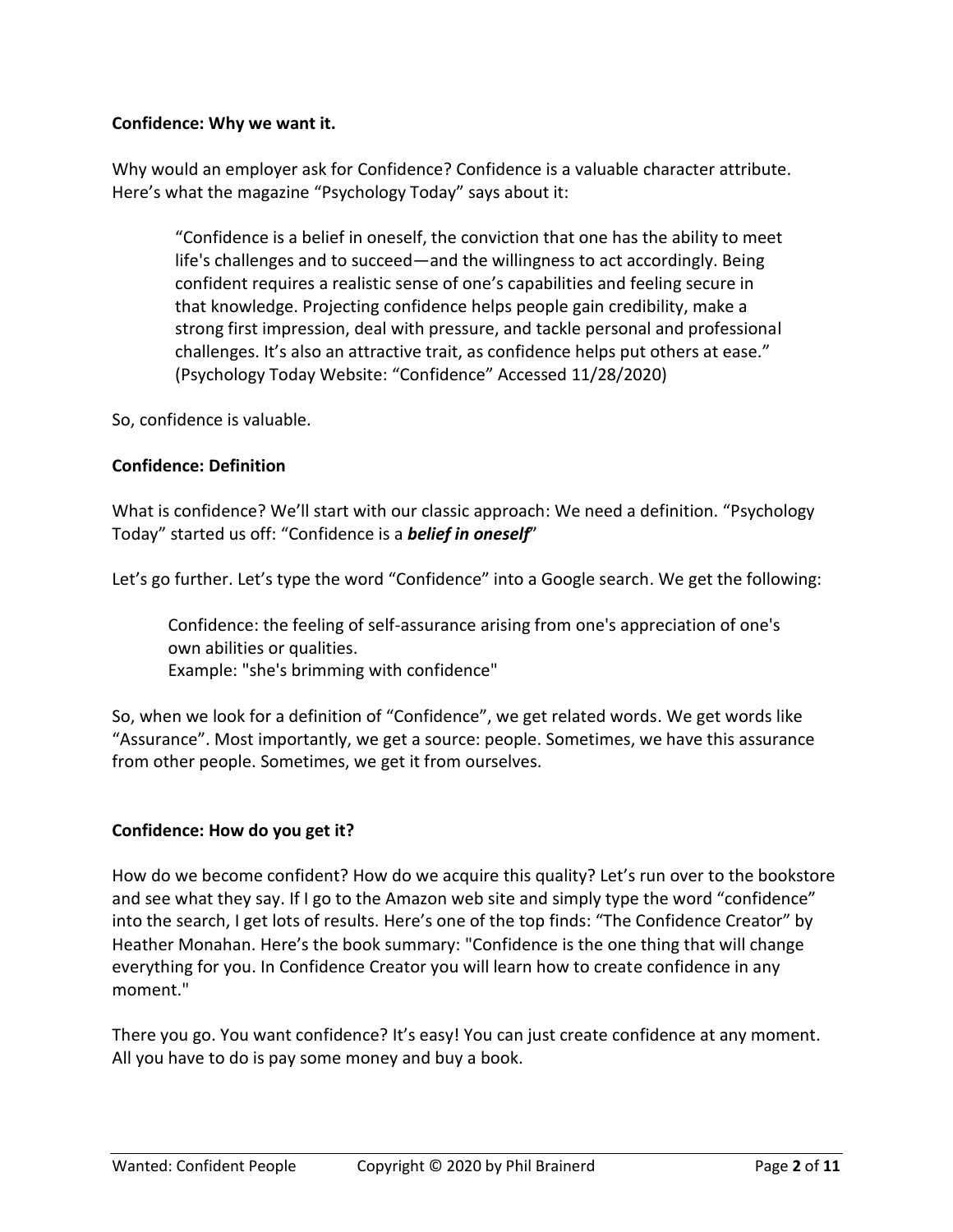**Confidence: Why we want it.**

Why would an employer ask for Confidence? Confidence is a valuable character attribute. Here's what the magazine "Psychology Today" says about it:

> "Confidence is a belief in oneself, the conviction that one has the ability to meet life's challenges and to succeed—and the willingness to act accordingly. Being confident requires a realistic sense of one's capabilities and feeling secure in that knowledge. Projecting confidence helps people gain credibility, make a strong first impression, deal with pressure, and tackle personal and professional challenges. It's also an attractive trait, as confidence helps put others at ease." (Psychology Today Website: "Confidence" Accessed 11/28/2020)

So, confidence is valuable.

**Confidence: Definition**

What is confidence? We'll start with our classic approach: We need a definition. "Psychology Today" started us off: "Confidence is a ***belief in oneself***"

Let's go further. Let's type the word "Confidence" into a Google search. We get the following:

> Confidence: the feeling of self-assurance arising from one's appreciation of one's own abilities or qualities.
> Example: "she's brimming with confidence"

So, when we look for a definition of "Confidence", we get related words. We get words like "Assurance". Most importantly, we get a source: people. Sometimes, we have this assurance from other people. Sometimes, we get it from ourselves.

**Confidence: How do you get it?**

How do we become confident? How do we acquire this quality? Let's run over to the bookstore and see what they say. If I go to the Amazon web site and simply type the word "confidence" into the search, I get lots of results. Here's one of the top finds: "The Confidence Creator" by Heather Monahan. Here's the book summary: "Confidence is the one thing that will change everything for you. In Confidence Creator you will learn how to create confidence in any moment."

There you go. You want confidence? It's easy! You can just create confidence at any moment. All you have to do is pay some money and buy a book.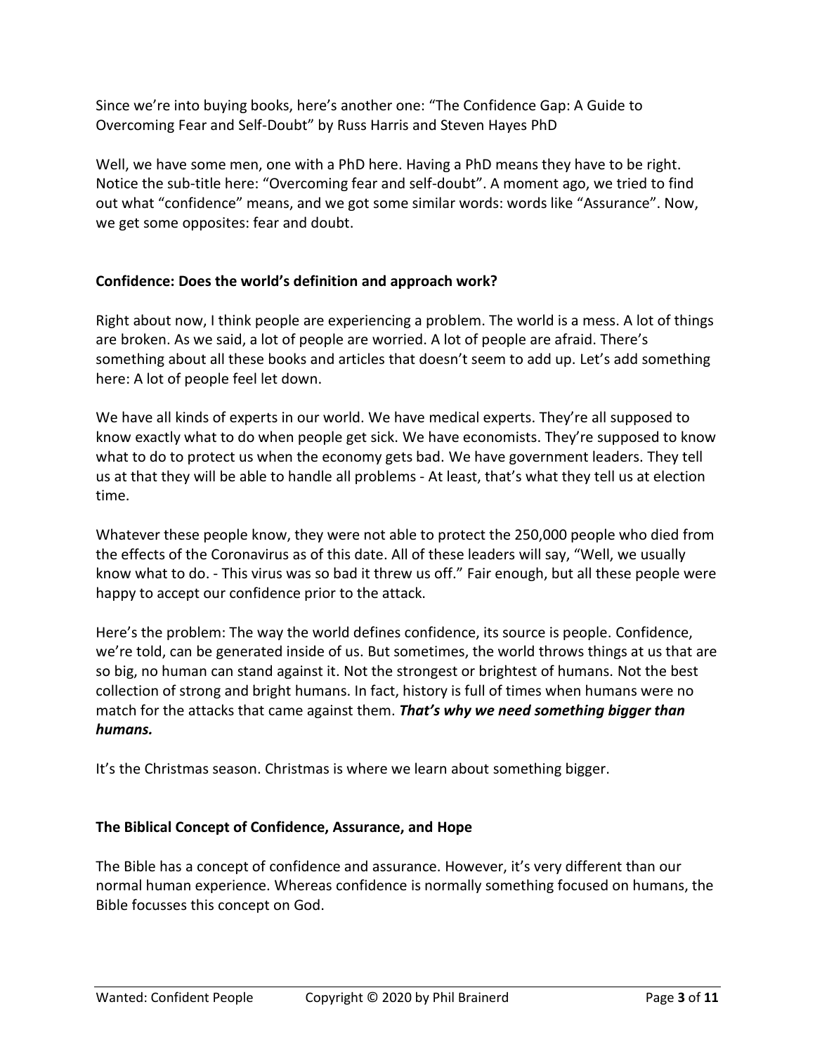Since we're into buying books, here's another one: "The Confidence Gap: A Guide to Overcoming Fear and Self-Doubt" by Russ Harris and Steven Hayes PhD

Well, we have some men, one with a PhD here. Having a PhD means they have to be right. Notice the sub-title here: "Overcoming fear and self-doubt". A moment ago, we tried to find out what "confidence" means, and we got some similar words: words like "Assurance". Now, we get some opposites: fear and doubt.

## Confidence: Does the world's definition and approach work?

Right about now, I think people are experiencing a problem. The world is a mess. A lot of things are broken. As we said, a lot of people are worried. A lot of people are afraid. There's something about all these books and articles that doesn't seem to add up. Let's add something here: A lot of people feel let down.

We have all kinds of experts in our world. We have medical experts. They're all supposed to know exactly what to do when people get sick. We have economists. They're supposed to know what to do to protect us when the economy gets bad. We have government leaders. They tell us at that they will be able to handle all problems - At least, that's what they tell us at election time.

Whatever these people know, they were not able to protect the 250,000 people who died from the effects of the Coronavirus as of this date. All of these leaders will say, "Well, we usually know what to do. - This virus was so bad it threw us off." Fair enough, but all these people were happy to accept our confidence prior to the attack.

Here's the problem: The way the world defines confidence, its source is people. Confidence, we're told, can be generated inside of us. But sometimes, the world throws things at us that are so big, no human can stand against it. Not the strongest or brightest of humans. Not the best collection of strong and bright humans. In fact, history is full of times when humans were no match for the attacks that came against them. ***That's why we need something bigger than humans.***

It's the Christmas season. Christmas is where we learn about something bigger.

## The Biblical Concept of Confidence, Assurance, and Hope

The Bible has a concept of confidence and assurance. However, it's very different than our normal human experience. Whereas confidence is normally something focused on humans, the Bible focusses this concept on God.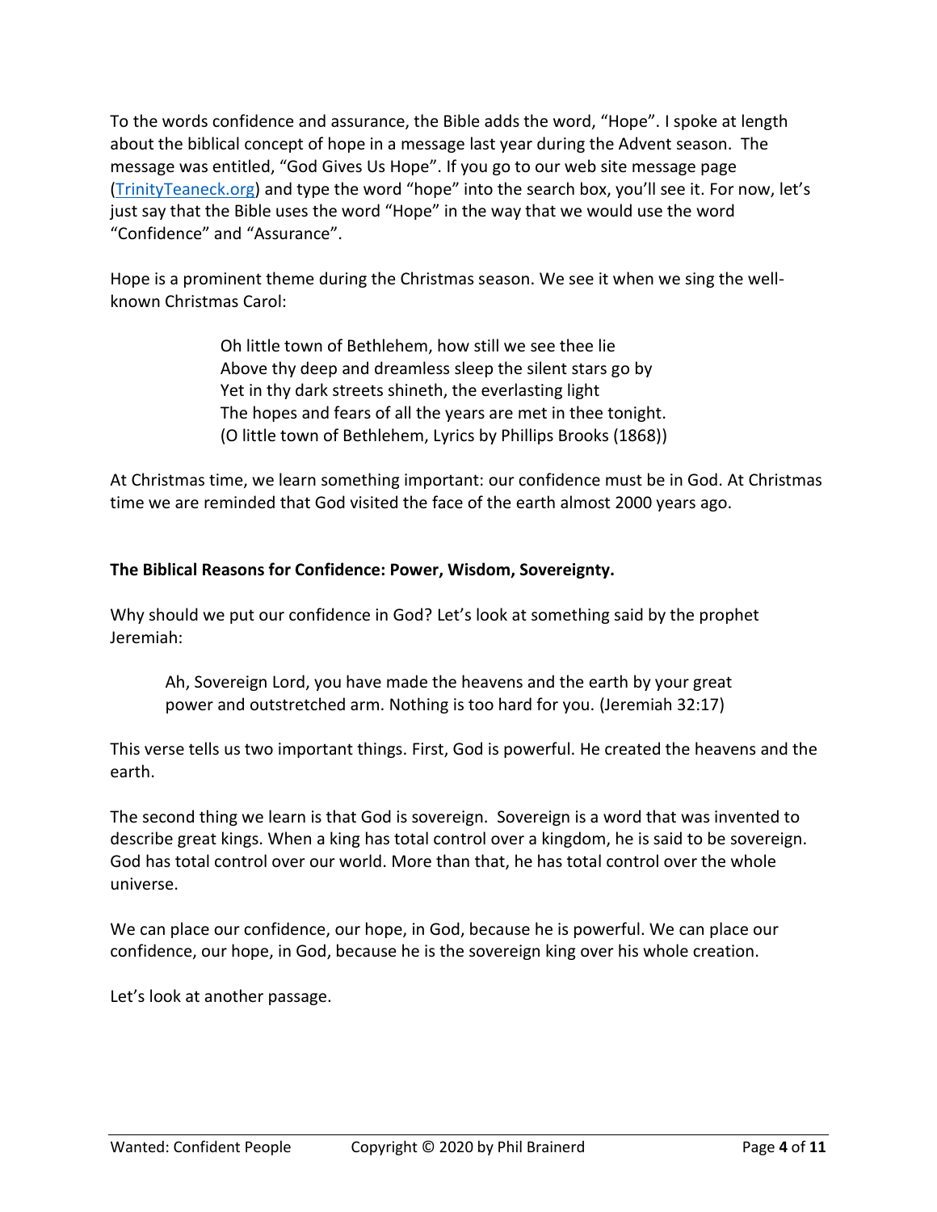To the words confidence and assurance, the Bible adds the word, “Hope”. I spoke at length about the biblical concept of hope in a message last year during the Advent season. The message was entitled, “God Gives Us Hope”. If you go to our web site message page (TrinityTeaneck.org) and type the word “hope” into the search box, you’ll see it. For now, let’s just say that the Bible uses the word “Hope” in the way that we would use the word “Confidence” and “Assurance”.

Hope is a prominent theme during the Christmas season. We see it when we sing the well-known Christmas Carol:

> Oh little town of Bethlehem, how still we see thee lie
> Above thy deep and dreamless sleep the silent stars go by
> Yet in thy dark streets shineth, the everlasting light
> The hopes and fears of all the years are met in thee tonight.
> (O little town of Bethlehem, Lyrics by Phillips Brooks (1868))

At Christmas time, we learn something important: our confidence must be in God. At Christmas time we are reminded that God visited the face of the earth almost 2000 years ago.

**The Biblical Reasons for Confidence: Power, Wisdom, Sovereignty.**

Why should we put our confidence in God? Let’s look at something said by the prophet Jeremiah:

> Ah, Sovereign Lord, you have made the heavens and the earth by your great power and outstretched arm. Nothing is too hard for you. (Jeremiah 32:17)

This verse tells us two important things. First, God is powerful. He created the heavens and the earth.

The second thing we learn is that God is sovereign. Sovereign is a word that was invented to describe great kings. When a king has total control over a kingdom, he is said to be sovereign. God has total control over our world. More than that, he has total control over the whole universe.

We can place our confidence, our hope, in God, because he is powerful. We can place our confidence, our hope, in God, because he is the sovereign king over his whole creation.

Let’s look at another passage.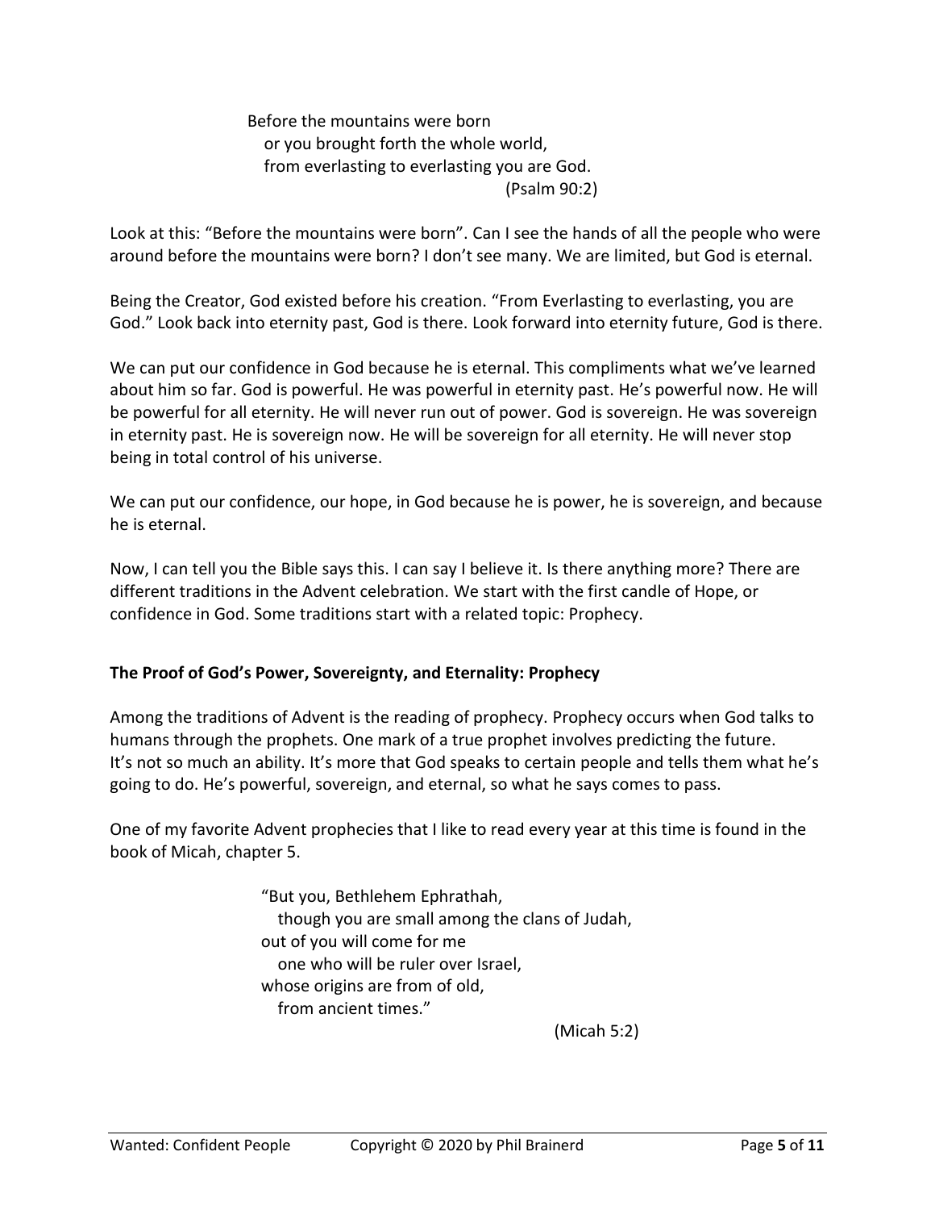> Before the mountains were born
> or you brought forth the whole world,
> from everlasting to everlasting you are God.
> (Psalm 90:2)

Look at this: “Before the mountains were born”. Can I see the hands of all the people who were around before the mountains were born? I don’t see many. We are limited, but God is eternal.

Being the Creator, God existed before his creation. “From Everlasting to everlasting, you are God.” Look back into eternity past, God is there. Look forward into eternity future, God is there.

We can put our confidence in God because he is eternal. This compliments what we’ve learned about him so far. God is powerful. He was powerful in eternity past. He’s powerful now. He will be powerful for all eternity. He will never run out of power. God is sovereign. He was sovereign in eternity past. He is sovereign now. He will be sovereign for all eternity. He will never stop being in total control of his universe.

We can put our confidence, our hope, in God because he is power, he is sovereign, and because he is eternal.

Now, I can tell you the Bible says this. I can say I believe it. Is there anything more? There are different traditions in the Advent celebration. We start with the first candle of Hope, or confidence in God. Some traditions start with a related topic: Prophecy.

**The Proof of God’s Power, Sovereignty, and Eternality: Prophecy**

Among the traditions of Advent is the reading of prophecy. Prophecy occurs when God talks to humans through the prophets. One mark of a true prophet involves predicting the future. It’s not so much an ability. It’s more that God speaks to certain people and tells them what he’s going to do. He’s powerful, sovereign, and eternal, so what he says comes to pass.

One of my favorite Advent prophecies that I like to read every year at this time is found in the book of Micah, chapter 5.

> “But you, Bethlehem Ephrathah,
> though you are small among the clans of Judah,
> out of you will come for me
> one who will be ruler over Israel,
> whose origins are from of old,
> from ancient times.”
> (Micah 5:2)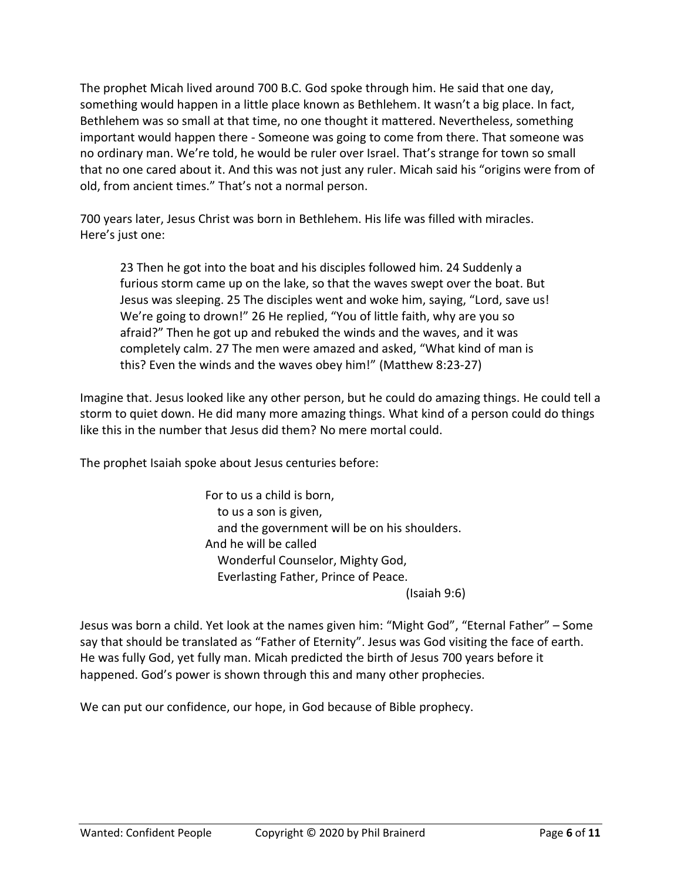The prophet Micah lived around 700 B.C. God spoke through him. He said that one day, something would happen in a little place known as Bethlehem. It wasn't a big place. In fact, Bethlehem was so small at that time, no one thought it mattered. Nevertheless, something important would happen there - Someone was going to come from there. That someone was no ordinary man. We're told, he would be ruler over Israel. That's strange for town so small that no one cared about it. And this was not just any ruler. Micah said his "origins were from of old, from ancient times." That's not a normal person.

700 years later, Jesus Christ was born in Bethlehem. His life was filled with miracles. Here's just one:

> 23 Then he got into the boat and his disciples followed him. 24 Suddenly a furious storm came up on the lake, so that the waves swept over the boat. But Jesus was sleeping. 25 The disciples went and woke him, saying, "Lord, save us! We're going to drown!" 26 He replied, "You of little faith, why are you so afraid?" Then he got up and rebuked the winds and the waves, and it was completely calm. 27 The men were amazed and asked, "What kind of man is this? Even the winds and the waves obey him!" (Matthew 8:23-27)

Imagine that. Jesus looked like any other person, but he could do amazing things. He could tell a storm to quiet down. He did many more amazing things. What kind of a person could do things like this in the number that Jesus did them? No mere mortal could.

The prophet Isaiah spoke about Jesus centuries before:

> For to us a child is born,
> to us a son is given,
> and the government will be on his shoulders.
> And he will be called
> Wonderful Counselor, Mighty God,
> Everlasting Father, Prince of Peace.
> (Isaiah 9:6)

Jesus was born a child. Yet look at the names given him: "Might God", "Eternal Father" – Some say that should be translated as "Father of Eternity". Jesus was God visiting the face of earth. He was fully God, yet fully man. Micah predicted the birth of Jesus 700 years before it happened. God's power is shown through this and many other prophecies.

We can put our confidence, our hope, in God because of Bible prophecy.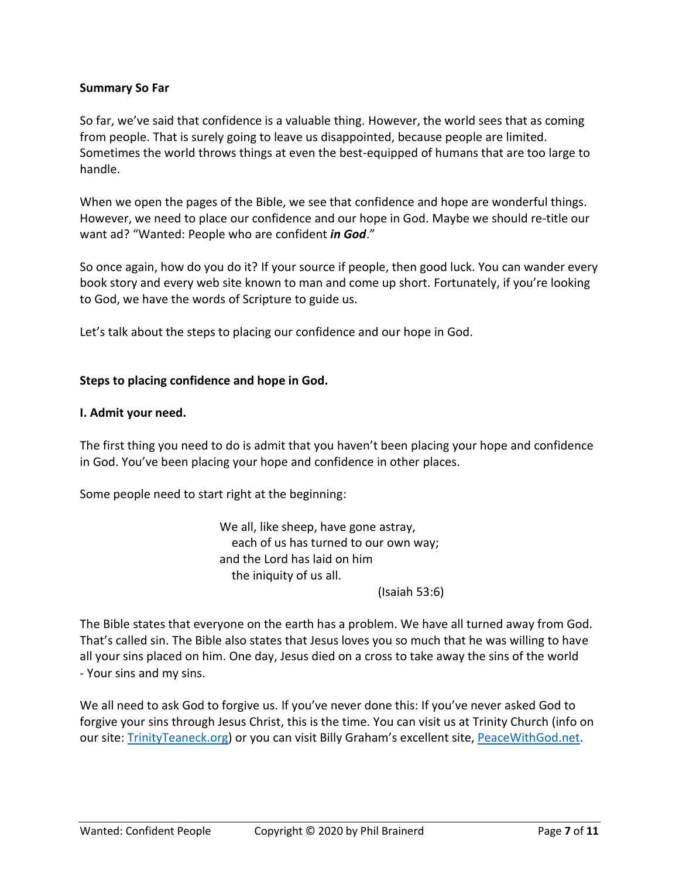**Summary So Far**

So far, we've said that confidence is a valuable thing. However, the world sees that as coming from people. That is surely going to leave us disappointed, because people are limited. Sometimes the world throws things at even the best-equipped of humans that are too large to handle.

When we open the pages of the Bible, we see that confidence and hope are wonderful things. However, we need to place our confidence and our hope in God. Maybe we should re-title our want ad? "Wanted: People who are confident ***in God***."

So once again, how do you do it? If your source if people, then good luck. You can wander every book story and every web site known to man and come up short. Fortunately, if you're looking to God, we have the words of Scripture to guide us.

Let's talk about the steps to placing our confidence and our hope in God.

**Steps to placing confidence and hope in God.**

**I. Admit your need.**

The first thing you need to do is admit that you haven't been placing your hope and confidence in God. You've been placing your hope and confidence in other places.

Some people need to start right at the beginning:

> We all, like sheep, have gone astray,
> each of us has turned to our own way;
> and the Lord has laid on him
> the iniquity of us all.
>
> (Isaiah 53:6)

The Bible states that everyone on the earth has a problem. We have all turned away from God. That's called sin. The Bible also states that Jesus loves you so much that he was willing to have all your sins placed on him. One day, Jesus died on a cross to take away the sins of the world - Your sins and my sins.

We all need to ask God to forgive us. If you've never done this: If you've never asked God to forgive your sins through Jesus Christ, this is the time. You can visit us at Trinity Church (info on our site: TrinityTeaneck.org) or you can visit Billy Graham's excellent site, PeaceWithGod.net.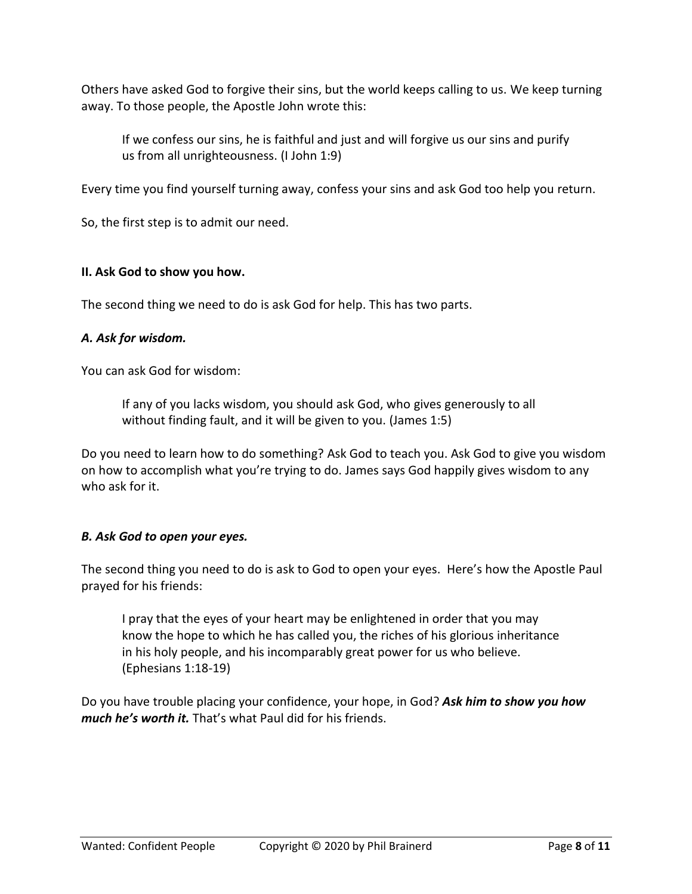Others have asked God to forgive their sins, but the world keeps calling to us. We keep turning away. To those people, the Apostle John wrote this:

> If we confess our sins, he is faithful and just and will forgive us our sins and purify us from all unrighteousness. (I John 1:9)

Every time you find yourself turning away, confess your sins and ask God too help you return.

So, the first step is to admit our need.

### II. Ask God to show you how.

The second thing we need to do is ask God for help. This has two parts.

#### *A. Ask for wisdom.*

You can ask God for wisdom:

> If any of you lacks wisdom, you should ask God, who gives generously to all without finding fault, and it will be given to you. (James 1:5)

Do you need to learn how to do something? Ask God to teach you. Ask God to give you wisdom on how to accomplish what you're trying to do. James says God happily gives wisdom to any who ask for it.

#### *B. Ask God to open your eyes.*

The second thing you need to do is ask to God to open your eyes. Here's how the Apostle Paul prayed for his friends:

> I pray that the eyes of your heart may be enlightened in order that you may know the hope to which he has called you, the riches of his glorious inheritance in his holy people, and his incomparably great power for us who believe. (Ephesians 1:18-19)

Do you have trouble placing your confidence, your hope, in God? ***Ask him to show you how much he's worth it.*** That's what Paul did for his friends.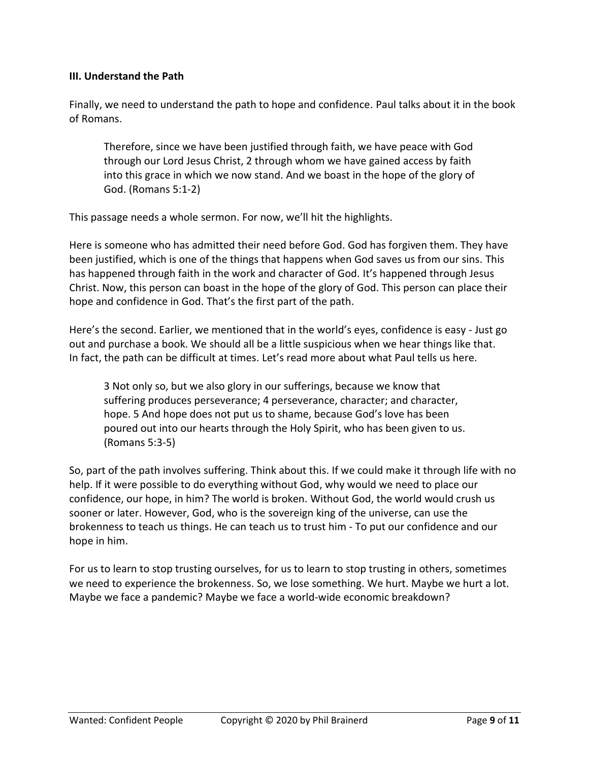**III. Understand the Path**

Finally, we need to understand the path to hope and confidence. Paul talks about it in the book of Romans.

> Therefore, since we have been justified through faith, we have peace with God through our Lord Jesus Christ, 2 through whom we have gained access by faith into this grace in which we now stand. And we boast in the hope of the glory of God. (Romans 5:1-2)

This passage needs a whole sermon. For now, we'll hit the highlights.

Here is someone who has admitted their need before God. God has forgiven them. They have been justified, which is one of the things that happens when God saves us from our sins. This has happened through faith in the work and character of God. It's happened through Jesus Christ. Now, this person can boast in the hope of the glory of God. This person can place their hope and confidence in God. That's the first part of the path.

Here's the second. Earlier, we mentioned that in the world's eyes, confidence is easy - Just go out and purchase a book. We should all be a little suspicious when we hear things like that. In fact, the path can be difficult at times. Let's read more about what Paul tells us here.

> 3 Not only so, but we also glory in our sufferings, because we know that suffering produces perseverance; 4 perseverance, character; and character, hope. 5 And hope does not put us to shame, because God's love has been poured out into our hearts through the Holy Spirit, who has been given to us. (Romans 5:3-5)

So, part of the path involves suffering. Think about this. If we could make it through life with no help. If it were possible to do everything without God, why would we need to place our confidence, our hope, in him? The world is broken. Without God, the world would crush us sooner or later. However, God, who is the sovereign king of the universe, can use the brokenness to teach us things. He can teach us to trust him - To put our confidence and our hope in him.

For us to learn to stop trusting ourselves, for us to learn to stop trusting in others, sometimes we need to experience the brokenness. So, we lose something. We hurt. Maybe we hurt a lot. Maybe we face a pandemic? Maybe we face a world-wide economic breakdown?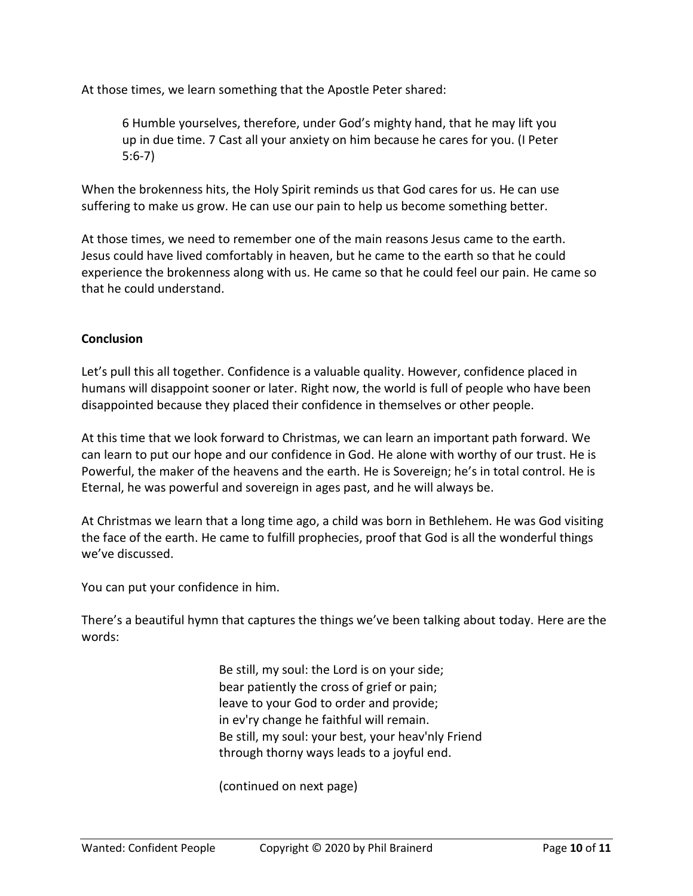At those times, we learn something that the Apostle Peter shared:

> 6 Humble yourselves, therefore, under God's mighty hand, that he may lift you up in due time. 7 Cast all your anxiety on him because he cares for you. (I Peter 5:6-7)

When the brokenness hits, the Holy Spirit reminds us that God cares for us. He can use suffering to make us grow. He can use our pain to help us become something better.

At those times, we need to remember one of the main reasons Jesus came to the earth. Jesus could have lived comfortably in heaven, but he came to the earth so that he could experience the brokenness along with us. He came so that he could feel our pain. He came so that he could understand.

**Conclusion**

Let's pull this all together. Confidence is a valuable quality. However, confidence placed in humans will disappoint sooner or later. Right now, the world is full of people who have been disappointed because they placed their confidence in themselves or other people.

At this time that we look forward to Christmas, we can learn an important path forward. We can learn to put our hope and our confidence in God. He alone with worthy of our trust. He is Powerful, the maker of the heavens and the earth. He is Sovereign; he's in total control. He is Eternal, he was powerful and sovereign in ages past, and he will always be.

At Christmas we learn that a long time ago, a child was born in Bethlehem. He was God visiting the face of the earth. He came to fulfill prophecies, proof that God is all the wonderful things we've discussed.

You can put your confidence in him.

There's a beautiful hymn that captures the things we've been talking about today. Here are the words:

> Be still, my soul: the Lord is on your side;
> bear patiently the cross of grief or pain;
> leave to your God to order and provide;
> in ev'ry change he faithful will remain.
> Be still, my soul: your best, your heav'nly Friend
> through thorny ways leads to a joyful end.
>
> (continued on next page)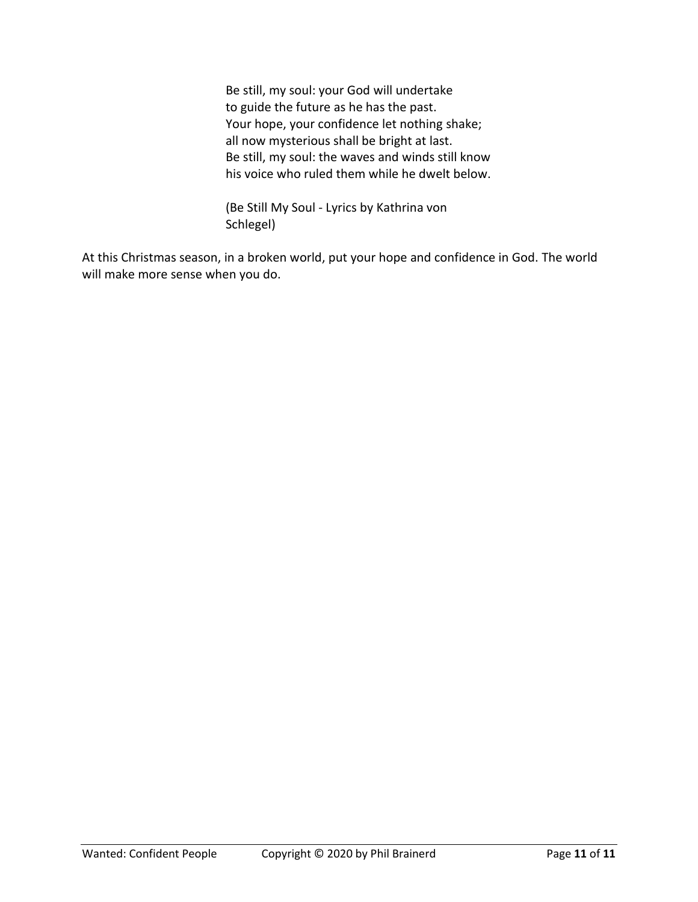> Be still, my soul: your God will undertake
> to guide the future as he has the past.
> Your hope, your confidence let nothing shake;
> all now mysterious shall be bright at last.
> Be still, my soul: the waves and winds still know
> his voice who ruled them while he dwelt below.
>
> (Be Still My Soul - Lyrics by Kathrina von Schlegel)

At this Christmas season, in a broken world, put your hope and confidence in God. The world will make more sense when you do.